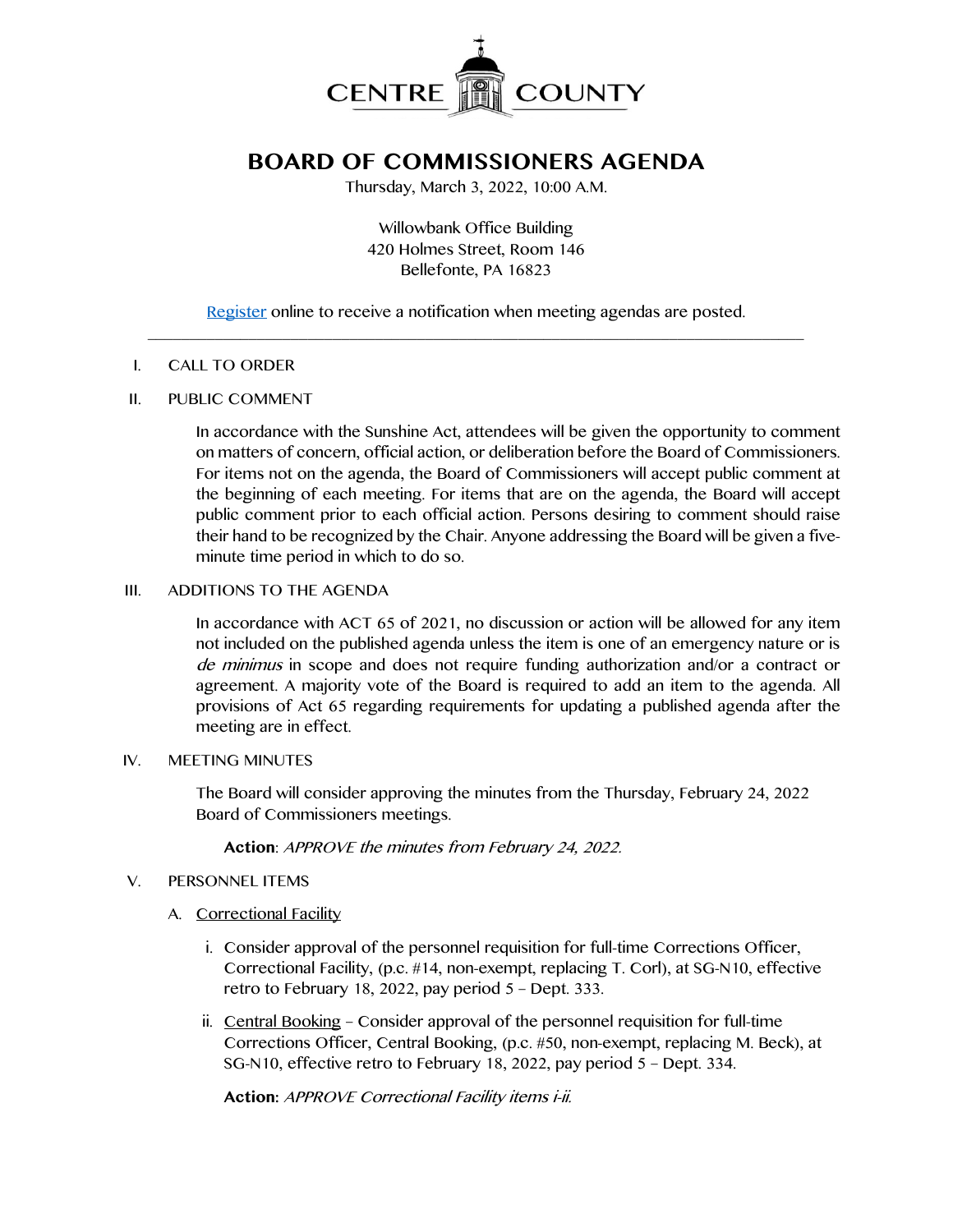CENTRE COUNTY

# BOARD OF COMMISSIONERS AGENDA

Thursday, March 3, 2022, 10:00 A.M.

Willowbank Office Building
420 Holmes Street, Room 146
Bellefonte, PA 16823

Register online to receive a notification when meeting agendas are posted.

---

I. CALL TO ORDER

II. PUBLIC COMMENT

In accordance with the Sunshine Act, attendees will be given the opportunity to comment on matters of concern, official action, or deliberation before the Board of Commissioners. For items not on the agenda, the Board of Commissioners will accept public comment at the beginning of each meeting. For items that are on the agenda, the Board will accept public comment prior to each official action. Persons desiring to comment should raise their hand to be recognized by the Chair. Anyone addressing the Board will be given a five-minute time period in which to do so.

III. ADDITIONS TO THE AGENDA

In accordance with ACT 65 of 2021, no discussion or action will be allowed for any item not included on the published agenda unless the item is one of an emergency nature or is *de minimus* in scope and does not require funding authorization and/or a contract or agreement. A majority vote of the Board is required to add an item to the agenda. All provisions of Act 65 regarding requirements for updating a published agenda after the meeting are in effect.

IV. MEETING MINUTES

The Board will consider approving the minutes from the Thursday, February 24, 2022 Board of Commissioners meetings.

**Action**: *APPROVE the minutes from February 24, 2022.*

V. PERSONNEL ITEMS

A. Correctional Facility

i. Consider approval of the personnel requisition for full-time Corrections Officer, Correctional Facility, (p.c. #14, non-exempt, replacing T. Corl), at SG-N10, effective retro to February 18, 2022, pay period 5 – Dept. 333.

ii. Central Booking – Consider approval of the personnel requisition for full-time Corrections Officer, Central Booking, (p.c. #50, non-exempt, replacing M. Beck), at SG-N10, effective retro to February 18, 2022, pay period 5 – Dept. 334.

**Action:** *APPROVE Correctional Facility items i-ii.*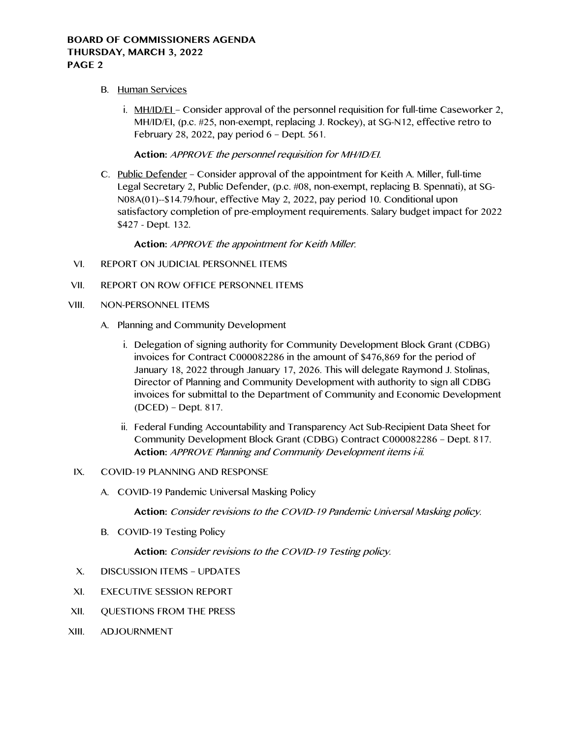B. Human Services

   i. MH/ID/EI – Consider approval of the personnel requisition for full-time Caseworker 2, MH/ID/EI, (p.c. #25, non-exempt, replacing J. Rockey), at SG-N12, effective retro to February 28, 2022, pay period 6 – Dept. 561.

      **Action:** *APPROVE the personnel requisition for MH/ID/EI.*

C. Public Defender – Consider approval of the appointment for Keith A. Miller, full-time Legal Secretary 2, Public Defender, (p.c. #08, non-exempt, replacing B. Spennati), at SG-N08A(01)--$14.79/hour, effective May 2, 2022, pay period 10. Conditional upon satisfactory completion of pre-employment requirements. Salary budget impact for 2022 $427 - Dept. 132.

   **Action:** *APPROVE the appointment for Keith Miller.*

VI. REPORT ON JUDICIAL PERSONNEL ITEMS

VII. REPORT ON ROW OFFICE PERSONNEL ITEMS

VIII. NON-PERSONNEL ITEMS

A. Planning and Community Development

   i. Delegation of signing authority for Community Development Block Grant (CDBG) invoices for Contract C000082286 in the amount of $476,869 for the period of January 18, 2022 through January 17, 2026. This will delegate Raymond J. Stolinas, Director of Planning and Community Development with authority to sign all CDBG invoices for submittal to the Department of Community and Economic Development (DCED) – Dept. 817.

   ii. Federal Funding Accountability and Transparency Act Sub-Recipient Data Sheet for Community Development Block Grant (CDBG) Contract C000082286 – Dept. 817.
   **Action:** *APPROVE Planning and Community Development items i-ii.*

IX. COVID-19 PLANNING AND RESPONSE

A. COVID-19 Pandemic Universal Masking Policy

   **Action:** *Consider revisions to the COVID-19 Pandemic Universal Masking policy.*

B. COVID-19 Testing Policy

   **Action:** *Consider revisions to the COVID-19 Testing policy.*

X. DISCUSSION ITEMS – UPDATES

XI. EXECUTIVE SESSION REPORT

XII. QUESTIONS FROM THE PRESS

XIII. ADJOURNMENT